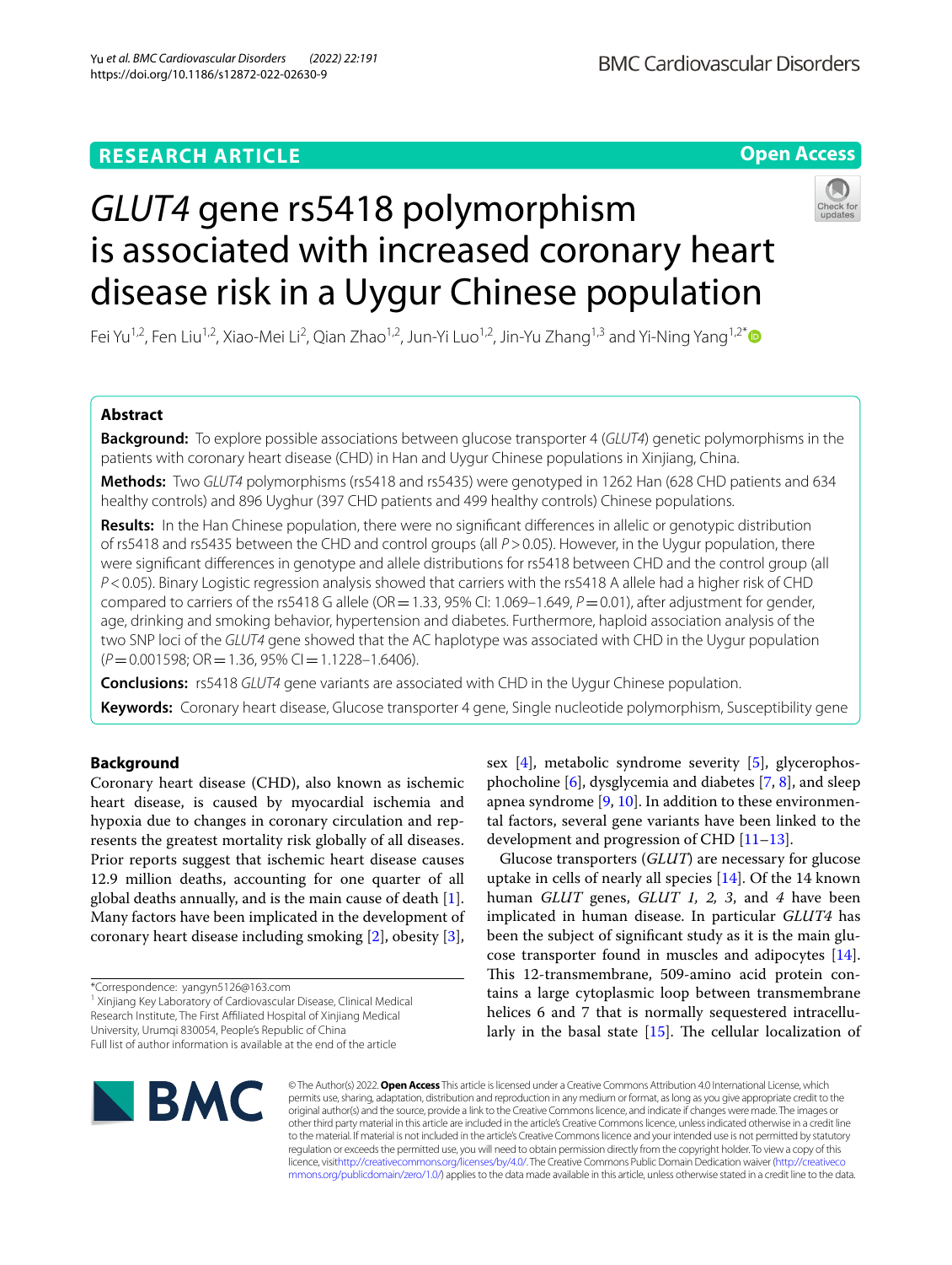## RESEARCH ARTICLE

**Open Access**

# *GLUT4* gene rs5418 polymorphism is associated with increased coronary heart disease risk in a Uygur Chinese population

Fei Yu[1,2], Fen Liu[1,2], Xiao-Mei Li[2], Qian Zhao[1,2], Jun-Yi Luo[1,2], Jin-Yu Zhang[1,3] and Yi-Ning Yang[1,2*]

## Abstract

**Background:** To explore possible associations between glucose transporter 4 (*GLUT4*) genetic polymorphisms in the patients with coronary heart disease (CHD) in Han and Uygur Chinese populations in Xinjiang, China.

**Methods:** Two *GLUT4* polymorphisms (rs5418 and rs5435) were genotyped in 1262 Han (628 CHD patients and 634 healthy controls) and 896 Uyghur (397 CHD patients and 499 healthy controls) Chinese populations.

**Results:** In the Han Chinese population, there were no significant differences in allelic or genotypic distribution of rs5418 and rs5435 between the CHD and control groups (all $P > 0.05$). However, in the Uygur population, there were significant differences in genotype and allele distributions for rs5418 between CHD and the control group (all $P < 0.05$). Binary Logistic regression analysis showed that carriers with the rs5418 A allele had a higher risk of CHD compared to carriers of the rs5418 G allele (OR = 1.33, 95% CI: 1.069–1.649, $P = 0.01$), after adjustment for gender, age, drinking and smoking behavior, hypertension and diabetes. Furthermore, haploid association analysis of the two SNP loci of the *GLUT4* gene showed that the AC haplotype was associated with CHD in the Uygur population ($P = 0.001598$; OR = 1.36, 95% CI = 1.1228–1.6406).

**Conclusions:** rs5418 *GLUT4* gene variants are associated with CHD in the Uygur Chinese population.

**Keywords:** Coronary heart disease, Glucose transporter 4 gene, Single nucleotide polymorphism, Susceptibility gene

## Background

Coronary heart disease (CHD), also known as ischemic heart disease, is caused by myocardial ischemia and hypoxia due to changes in coronary circulation and represents the greatest mortality risk globally of all diseases. Prior reports suggest that ischemic heart disease causes 12.9 million deaths, accounting for one quarter of all global deaths annually, and is the main cause of death [1]. Many factors have been implicated in the development of coronary heart disease including smoking [2], obesity [3], sex [4], metabolic syndrome severity [5], glycerophosphocholine [6], dysglycemia and diabetes [7, 8], and sleep apnea syndrome [9, 10]. In addition to these environmental factors, several gene variants have been linked to the development and progression of CHD [11–13].

Glucose transporters (*GLUT*) are necessary for glucose uptake in cells of nearly all species [14]. Of the 14 known human *GLUT* genes, *GLUT 1, 2, 3*, and *4* have been implicated in human disease. In particular *GLUT4* has been the subject of significant study as it is the main glucose transporter found in muscles and adipocytes [14]. This 12-transmembrane, 509-amino acid protein contains a large cytoplasmic loop between transmembrane helices 6 and 7 that is normally sequestered intracellularly in the basal state [15]. The cellular localization of

*Correspondence: yangyn5126@163.com

[1] Xinjiang Key Laboratory of Cardiovascular Disease, Clinical Medical Research Institute, The First Affiliated Hospital of Xinjiang Medical University, Urumqi 830054, People's Republic of China

Full list of author information is available at the end of the article

© The Author(s) 2022. **Open Access** This article is licensed under a Creative Commons Attribution 4.0 International License, which permits use, sharing, adaptation, distribution and reproduction in any medium or format, as long as you give appropriate credit to the original author(s) and the source, provide a link to the Creative Commons licence, and indicate if changes were made. The images or other third party material in this article are included in the article's Creative Commons licence, unless indicated otherwise in a credit line to the material. If material is not included in the article's Creative Commons licence and your intended use is not permitted by statutory regulation or exceeds the permitted use, you will need to obtain permission directly from the copyright holder. To view a copy of this licence, visit http://creativecommons.org/licenses/by/4.0/. The Creative Commons Public Domain Dedication waiver (http://creativecommons.org/publicdomain/zero/1.0/) applies to the data made available in this article, unless otherwise stated in a credit line to the data.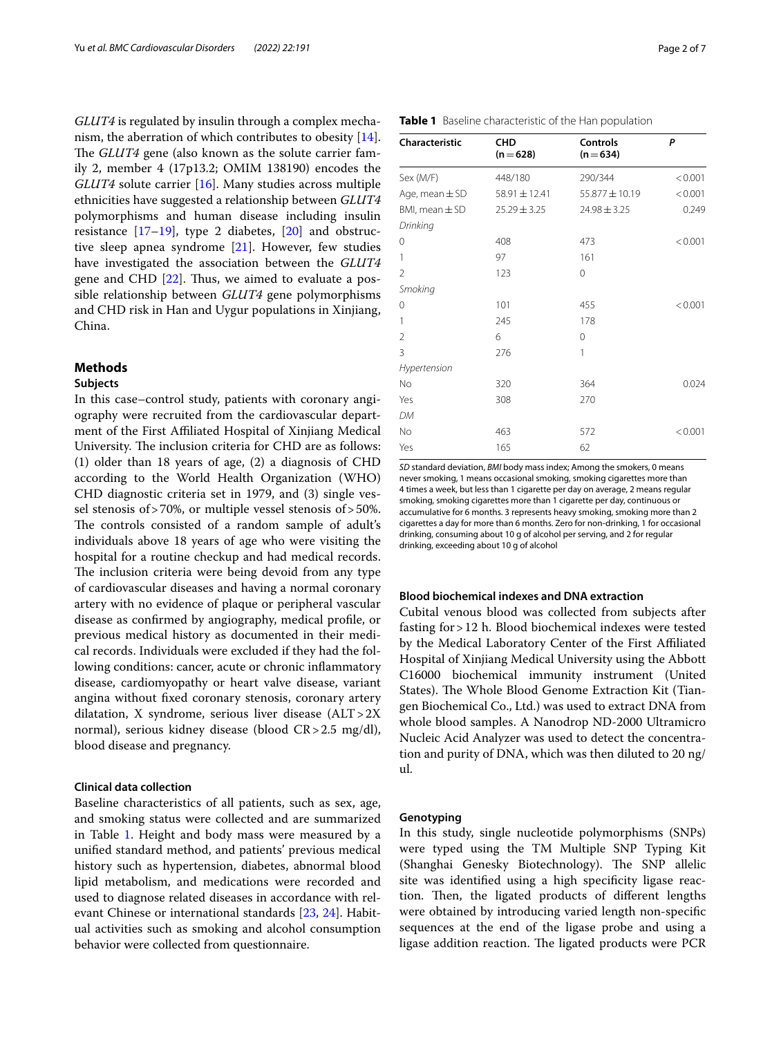*GLUT4* is regulated by insulin through a complex mechanism, the aberration of which contributes to obesity [14]. The *GLUT4* gene (also known as the solute carrier family 2, member 4 (17p13.2; OMIM 138190) encodes the *GLUT4* solute carrier [16]. Many studies across multiple ethnicities have suggested a relationship between *GLUT4* polymorphisms and human disease including insulin resistance [17–19], type 2 diabetes, [20] and obstructive sleep apnea syndrome [21]. However, few studies have investigated the association between the *GLUT4* gene and CHD [22]. Thus, we aimed to evaluate a possible relationship between *GLUT4* gene polymorphisms and CHD risk in Han and Uygur populations in Xinjiang, China.

## Methods

### Subjects

In this case–control study, patients with coronary angiography were recruited from the cardiovascular department of the First Affiliated Hospital of Xinjiang Medical University. The inclusion criteria for CHD are as follows: (1) older than 18 years of age, (2) a diagnosis of CHD according to the World Health Organization (WHO) CHD diagnostic criteria set in 1979, and (3) single vessel stenosis of > 70%, or multiple vessel stenosis of > 50%. The controls consisted of a random sample of adult's individuals above 18 years of age who were visiting the hospital for a routine checkup and had medical records. The inclusion criteria were being devoid from any type of cardiovascular diseases and having a normal coronary artery with no evidence of plaque or peripheral vascular disease as confirmed by angiography, medical profile, or previous medical history as documented in their medical records. Individuals were excluded if they had the following conditions: cancer, acute or chronic inflammatory disease, cardiomyopathy or heart valve disease, variant angina without fixed coronary stenosis, coronary artery dilatation, X syndrome, serious liver disease (ALT > 2X normal), serious kidney disease (blood CR > 2.5 mg/dl), blood disease and pregnancy.

### Clinical data collection

Baseline characteristics of all patients, such as sex, age, and smoking status were collected and are summarized in Table 1. Height and body mass were measured by a unified standard method, and patients' previous medical history such as hypertension, diabetes, abnormal blood lipid metabolism, and medications were recorded and used to diagnose related diseases in accordance with relevant Chinese or international standards [23, 24]. Habitual activities such as smoking and alcohol consumption behavior were collected from questionnaire.

**Table 1** Baseline characteristic of the Han population

| Characteristic | CHD (n = 628) | Controls (n = 634) | *P* |
|---|---|---|---|
| Sex (M/F) | 448/180 | 290/344 | < 0.001 |
| Age, mean ± SD | 58.91 ± 12.41 | 55.877 ± 10.19 | < 0.001 |
| BMI, mean ± SD | 25.29 ± 3.25 | 24.98 ± 3.25 | 0.249 |
| *Drinking* | | | |
| 0 | 408 | 473 | < 0.001 |
| 1 | 97 | 161 | |
| 2 | 123 | 0 | |
| *Smoking* | | | |
| 0 | 101 | 455 | < 0.001 |
| 1 | 245 | 178 | |
| 2 | 6 | 0 | |
| 3 | 276 | 1 | |
| *Hypertension* | | | |
| No | 320 | 364 | 0.024 |
| Yes | 308 | 270 | |
| *DM* | | | |
| No | 463 | 572 | < 0.001 |
| Yes | 165 | 62 | |

*SD* standard deviation, *BMI* body mass index; Among the smokers, 0 means never smoking, 1 means occasional smoking, smoking cigarettes more than 4 times a week, but less than 1 cigarette per day on average, 2 means regular smoking, smoking cigarettes more than 1 cigarette per day, continuous or accumulative for 6 months. 3 represents heavy smoking, smoking more than 2 cigarettes a day for more than 6 months. Zero for non-drinking, 1 for occasional drinking, consuming about 10 g of alcohol per serving, and 2 for regular drinking, exceeding about 10 g of alcohol

### Blood biochemical indexes and DNA extraction

Cubital venous blood was collected from subjects after fasting for > 12 h. Blood biochemical indexes were tested by the Medical Laboratory Center of the First Affiliated Hospital of Xinjiang Medical University using the Abbott C16000 biochemical immunity instrument (United States). The Whole Blood Genome Extraction Kit (Tiangen Biochemical Co., Ltd.) was used to extract DNA from whole blood samples. A Nanodrop ND-2000 Ultramicro Nucleic Acid Analyzer was used to detect the concentration and purity of DNA, which was then diluted to 20 ng/ul.

### Genotyping

In this study, single nucleotide polymorphisms (SNPs) were typed using the TM Multiple SNP Typing Kit (Shanghai Genesky Biotechnology). The SNP allelic site was identified using a high specificity ligase reaction. Then, the ligated products of different lengths were obtained by introducing varied length non-specific sequences at the end of the ligase probe and using a ligase addition reaction. The ligated products were PCR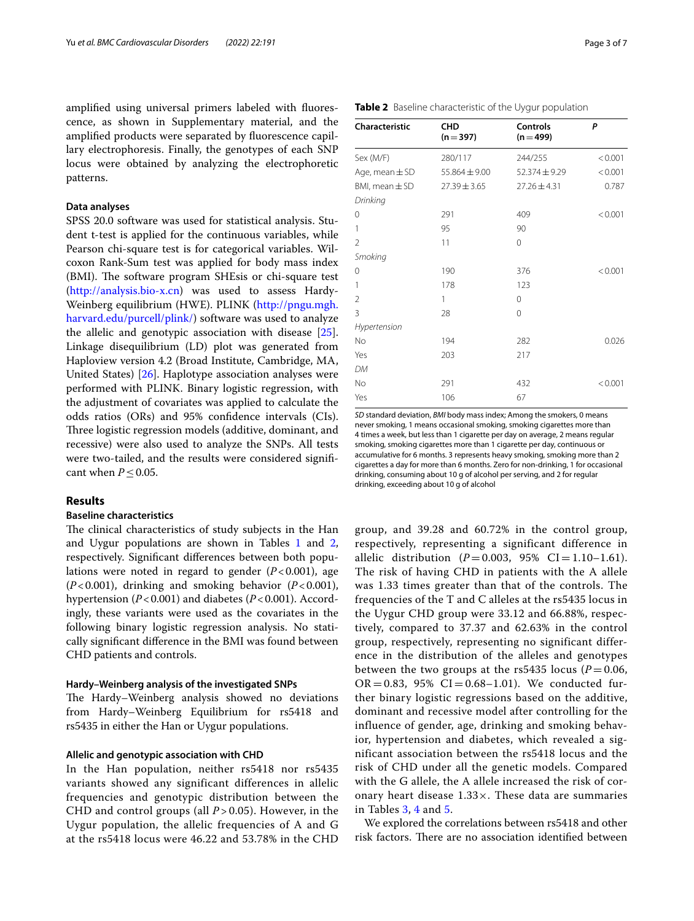amplified using universal primers labeled with fluorescence, as shown in Supplementary material, and the amplified products were separated by fluorescence capillary electrophoresis. Finally, the genotypes of each SNP locus were obtained by analyzing the electrophoretic patterns.

### Data analyses

SPSS 20.0 software was used for statistical analysis. Student t-test is applied for the continuous variables, while Pearson chi-square test is for categorical variables. Wilcoxon Rank-Sum test was applied for body mass index (BMI). The software program SHEsis or chi-square test (http://analysis.bio-x.cn) was used to assess Hardy-Weinberg equilibrium (HWE). PLINK (http://pngu.mgh.harvard.edu/purcell/plink/) software was used to analyze the allelic and genotypic association with disease [25]. Linkage disequilibrium (LD) plot was generated from Haploview version 4.2 (Broad Institute, Cambridge, MA, United States) [26]. Haplotype association analyses were performed with PLINK. Binary logistic regression, with the adjustment of covariates was applied to calculate the odds ratios (ORs) and 95% confidence intervals (CIs). Three logistic regression models (additive, dominant, and recessive) were also used to analyze the SNPs. All tests were two-tailed, and the results were considered significant when $P \leq 0.05$.

**Table 2** Baseline characteristic of the Uygur population

| Characteristic | CHD (n = 397) | Controls (n = 499) | *P* |
|---|---|---|---|
| Sex (M/F) | 280/117 | 244/255 | < 0.001 |
| Age, mean ± SD | 55.864 ± 9.00 | 52.374 ± 9.29 | < 0.001 |
| BMI, mean ± SD | 27.39 ± 3.65 | 27.26 ± 4.31 | 0.787 |
| *Drinking* | | | |
| 0 | 291 | 409 | < 0.001 |
| 1 | 95 | 90 | |
| 2 | 11 | 0 | |
| *Smoking* | | | |
| 0 | 190 | 376 | < 0.001 |
| 1 | 178 | 123 | |
| 2 | 1 | 0 | |
| 3 | 28 | 0 | |
| *Hypertension* | | | |
| No | 194 | 282 | 0.026 |
| Yes | 203 | 217 | |
| *DM* | | | |
| No | 291 | 432 | < 0.001 |
| Yes | 106 | 67 | |

*SD* standard deviation, *BMI* body mass index; Among the smokers, 0 means never smoking, 1 means occasional smoking, smoking cigarettes more than 4 times a week, but less than 1 cigarette per day on average, 2 means regular smoking, smoking cigarettes more than 1 cigarette per day, continuous or accumulative for 6 months. 3 represents heavy smoking, smoking more than 2 cigarettes a day for more than 6 months. Zero for non-drinking, 1 for occasional drinking, consuming about 10 g of alcohol per serving, and 2 for regular drinking, exceeding about 10 g of alcohol

## Results

### Baseline characteristics

The clinical characteristics of study subjects in the Han and Uygur populations are shown in Tables 1 and 2, respectively. Significant differences between both populations were noted in regard to gender ($P<0.001$), age ($P<0.001$), drinking and smoking behavior ($P<0.001$), hypertension ($P<0.001$) and diabetes ($P<0.001$). Accordingly, these variants were used as the covariates in the following binary logistic regression analysis. No statistically significant difference in the BMI was found between CHD patients and controls.

### Hardy–Weinberg analysis of the investigated SNPs

The Hardy–Weinberg analysis showed no deviations from Hardy–Weinberg Equilibrium for rs5418 and rs5435 in either the Han or Uygur populations.

### Allelic and genotypic association with CHD

In the Han population, neither rs5418 nor rs5435 variants showed any significant differences in allelic frequencies and genotypic distribution between the CHD and control groups (all $P>0.05$). However, in the Uygur population, the allelic frequencies of A and G at the rs5418 locus were 46.22 and 53.78% in the CHD group, and 39.28 and 60.72% in the control group, respectively, representing a significant difference in allelic distribution ($P=0.003$, 95% CI = 1.10–1.61). The risk of having CHD in patients with the A allele was 1.33 times greater than that of the controls. The frequencies of the T and C alleles at the rs5435 locus in the Uygur CHD group were 33.12 and 66.88%, respectively, compared to 37.37 and 62.63% in the control group, respectively, representing no significant difference in the distribution of the alleles and genotypes between the two groups at the rs5435 locus ($P=0.06$, OR = 0.83, 95% CI = 0.68–1.01). We conducted further binary logistic regressions based on the additive, dominant and recessive model after controlling for the influence of gender, age, drinking and smoking behavior, hypertension and diabetes, which revealed a significant association between the rs5418 locus and the risk of CHD under all the genetic models. Compared with the G allele, the A allele increased the risk of coronary heart disease 1.33×. These data are summaries in Tables 3, 4 and 5.

We explored the correlations between rs5418 and other risk factors. There are no association identified between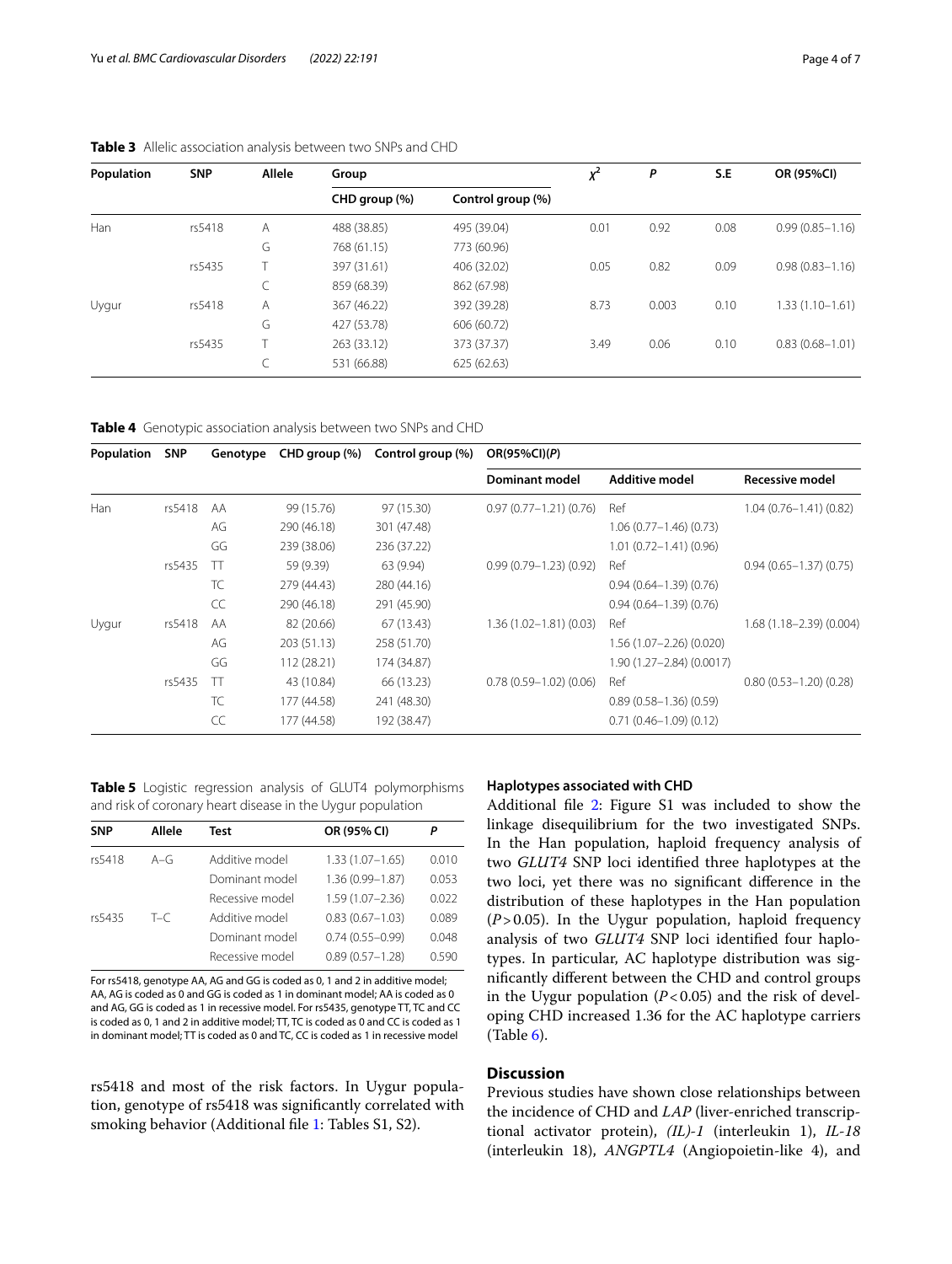**Table 3** Allelic association analysis between two SNPs and CHD

| Population | SNP | Allele | Group | | $\chi^2$ | *P* | S.E | OR (95%CI) |
|---|---|---|---|---|---|---|---|---|
| | | | CHD group (%) | Control group (%) | | | | |
| Han | rs5418 | A | 488 (38.85) | 495 (39.04) | 0.01 | 0.92 | 0.08 | 0.99 (0.85–1.16) |
| | | G | 768 (61.15) | 773 (60.96) | | | | |
| | rs5435 | T | 397 (31.61) | 406 (32.02) | 0.05 | 0.82 | 0.09 | 0.98 (0.83–1.16) |
| | | C | 859 (68.39) | 862 (67.98) | | | | |
| Uygur | rs5418 | A | 367 (46.22) | 392 (39.28) | 8.73 | 0.003 | 0.10 | 1.33 (1.10–1.61) |
| | | G | 427 (53.78) | 606 (60.72) | | | | |
| | rs5435 | T | 263 (33.12) | 373 (37.37) | 3.49 | 0.06 | 0.10 | 0.83 (0.68–1.01) |
| | | C | 531 (66.88) | 625 (62.63) | | | | |

**Table 4** Genotypic association analysis between two SNPs and CHD

| Population | SNP | Genotype | CHD group (%) | Control group (%) | OR(95%CI)(*P*) | | |
|---|---|---|---|---|---|---|---|
| | | | | | Dominant model | Additive model | Recessive model |
| Han | rs5418 | AA | 99 (15.76) | 97 (15.30) | 0.97 (0.77–1.21) (0.76) | Ref | 1.04 (0.76–1.41) (0.82) |
| | | AG | 290 (46.18) | 301 (47.48) | | 1.06 (0.77–1.46) (0.73) | |
| | | GG | 239 (38.06) | 236 (37.22) | | 1.01 (0.72–1.41) (0.96) | |
| | rs5435 | TT | 59 (9.39) | 63 (9.94) | 0.99 (0.79–1.23) (0.92) | Ref | 0.94 (0.65–1.37) (0.75) |
| | | TC | 279 (44.43) | 280 (44.16) | | 0.94 (0.64–1.39) (0.76) | |
| | | CC | 290 (46.18) | 291 (45.90) | | 0.94 (0.64–1.39) (0.76) | |
| Uygur | rs5418 | AA | 82 (20.66) | 67 (13.43) | 1.36 (1.02–1.81) (0.03) | Ref | 1.68 (1.18–2.39) (0.004) |
| | | AG | 203 (51.13) | 258 (51.70) | | 1.56 (1.07–2.26) (0.020) | |
| | | GG | 112 (28.21) | 174 (34.87) | | 1.90 (1.27–2.84) (0.0017) | |
| | rs5435 | TT | 43 (10.84) | 66 (13.23) | 0.78 (0.59–1.02) (0.06) | Ref | 0.80 (0.53–1.20) (0.28) |
| | | TC | 177 (44.58) | 241 (48.30) | | 0.89 (0.58–1.36) (0.59) | |
| | | CC | 177 (44.58) | 192 (38.47) | | 0.71 (0.46–1.09) (0.12) | |

**Table 5** Logistic regression analysis of GLUT4 polymorphisms and risk of coronary heart disease in the Uygur population

| SNP | Allele | Test | OR (95% CI) | P |
|---|---|---|---|---|
| rs5418 | A–G | Additive model | 1.33 (1.07–1.65) | 0.010 |
| | | Dominant model | 1.36 (0.99–1.87) | 0.053 |
| | | Recessive model | 1.59 (1.07–2.36) | 0.022 |
| rs5435 | T–C | Additive model | 0.83 (0.67–1.03) | 0.089 |
| | | Dominant model | 0.74 (0.55–0.99) | 0.048 |
| | | Recessive model | 0.89 (0.57–1.28) | 0.590 |

For rs5418, genotype AA, AG and GG is coded as 0, 1 and 2 in additive model; AA, AG is coded as 0 and GG is coded as 1 in dominant model; AA is coded as 0 and AG, GG is coded as 1 in recessive model. For rs5435, genotype TT, TC and CC is coded as 0, 1 and 2 in additive model; TT, TC is coded as 0 and CC is coded as 1 in dominant model; TT is coded as 0 and TC, CC is coded as 1 in recessive model

rs5418 and most of the risk factors. In Uygur population, genotype of rs5418 was significantly correlated with smoking behavior (Additional file 1: Tables S1, S2).

### Haplotypes associated with CHD

Additional file 2: Figure S1 was included to show the linkage disequilibrium for the two investigated SNPs. In the Han population, haploid frequency analysis of two *GLUT4* SNP loci identified three haplotypes at the two loci, yet there was no significant difference in the distribution of these haplotypes in the Han population ($P > 0.05$). In the Uygur population, haploid frequency analysis of two *GLUT4* SNP loci identified four haplotypes. In particular, AC haplotype distribution was significantly different between the CHD and control groups in the Uygur population ($P < 0.05$) and the risk of developing CHD increased 1.36 for the AC haplotype carriers (Table 6).

## Discussion

Previous studies have shown close relationships between the incidence of CHD and *LAP* (liver-enriched transcriptional activator protein), *(IL)-1* (interleukin 1), *IL-18* (interleukin 18), *ANGPTL4* (Angiopoietin-like 4), and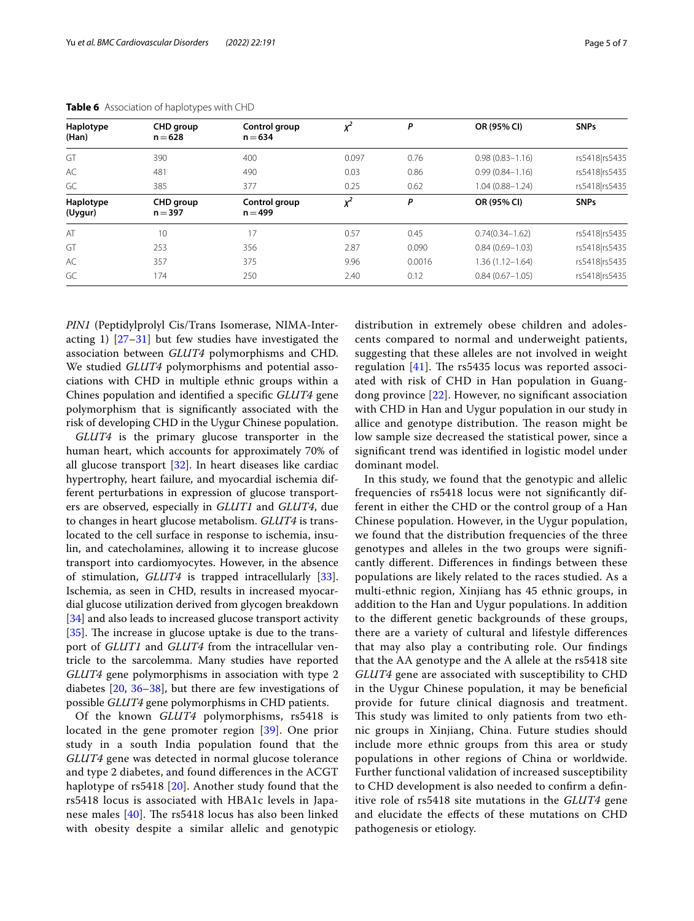**Table 6** Association of haplotypes with CHD

| Haplotype (Han) | CHD group n = 628 | Control group n = 634 | $\chi^2$ | *P* | OR (95% CI) | SNPs |
|---|---|---|---|---|---|---|
| GT | 390 | 400 | 0.097 | 0.76 | 0.98 (0.83–1.16) | rs5418\|rs5435 |
| AC | 481 | 490 | 0.03 | 0.86 | 0.99 (0.84–1.16) | rs5418\|rs5435 |
| GC | 385 | 377 | 0.25 | 0.62 | 1.04 (0.88–1.24) | rs5418\|rs5435 |
| **Haplotype (Uygur)** | **CHD group n = 397** | **Control group n = 499** | $\chi^2$ | ***P*** | **OR (95% CI)** | **SNPs** |
| AT | 10 | 17 | 0.57 | 0.45 | 0.74(0.34–1.62) | rs5418\|rs5435 |
| GT | 253 | 356 | 2.87 | 0.090 | 0.84 (0.69–1.03) | rs5418\|rs5435 |
| AC | 357 | 375 | 9.96 | 0.0016 | 1.36 (1.12–1.64) | rs5418\|rs5435 |
| GC | 174 | 250 | 2.40 | 0.12 | 0.84 (0.67–1.05) | rs5418\|rs5435 |

*PIN1* (Peptidylprolyl Cis/Trans Isomerase, NIMA-Interacting 1) [27–31] but few studies have investigated the association between *GLUT4* polymorphisms and CHD. We studied *GLUT4* polymorphisms and potential associations with CHD in multiple ethnic groups within a Chines population and identified a specific *GLUT4* gene polymorphism that is significantly associated with the risk of developing CHD in the Uygur Chinese population.

*GLUT4* is the primary glucose transporter in the human heart, which accounts for approximately 70% of all glucose transport [32]. In heart diseases like cardiac hypertrophy, heart failure, and myocardial ischemia different perturbations in expression of glucose transporters are observed, especially in *GLUT1* and *GLUT4*, due to changes in heart glucose metabolism. *GLUT4* is translocated to the cell surface in response to ischemia, insulin, and catecholamines, allowing it to increase glucose transport into cardiomyocytes. However, in the absence of stimulation, *GLUT4* is trapped intracellularly [33]. Ischemia, as seen in CHD, results in increased myocardial glucose utilization derived from glycogen breakdown [34] and also leads to increased glucose transport activity [35]. The increase in glucose uptake is due to the transport of *GLUT1* and *GLUT4* from the intracellular ventricle to the sarcolemma. Many studies have reported *GLUT4* gene polymorphisms in association with type 2 diabetes [20, 36–38], but there are few investigations of possible *GLUT4* gene polymorphisms in CHD patients.

Of the known *GLUT4* polymorphisms, rs5418 is located in the gene promoter region [39]. One prior study in a south India population found that the *GLUT4* gene was detected in normal glucose tolerance and type 2 diabetes, and found differences in the ACGT haplotype of rs5418 [20]. Another study found that the rs5418 locus is associated with HBA1c levels in Japanese males [40]. The rs5418 locus has also been linked with obesity despite a similar allelic and genotypic distribution in extremely obese children and adolescents compared to normal and underweight patients, suggesting that these alleles are not involved in weight regulation [41]. The rs5435 locus was reported associated with risk of CHD in Han population in Guangdong province [22]. However, no significant association with CHD in Han and Uygur population in our study in allice and genotype distribution. The reason might be low sample size decreased the statistical power, since a significant trend was identified in logistic model under dominant model.

In this study, we found that the genotypic and allelic frequencies of rs5418 locus were not significantly different in either the CHD or the control group of a Han Chinese population. However, in the Uygur population, we found that the distribution frequencies of the three genotypes and alleles in the two groups were significantly different. Differences in findings between these populations are likely related to the races studied. As a multi-ethnic region, Xinjiang has 45 ethnic groups, in addition to the Han and Uygur populations. In addition to the different genetic backgrounds of these groups, there are a variety of cultural and lifestyle differences that may also play a contributing role. Our findings that the AA genotype and the A allele at the rs5418 site *GLUT4* gene are associated with susceptibility to CHD in the Uygur Chinese population, it may be beneficial provide for future clinical diagnosis and treatment. This study was limited to only patients from two ethnic groups in Xinjiang, China. Future studies should include more ethnic groups from this area or study populations in other regions of China or worldwide. Further functional validation of increased susceptibility to CHD development is also needed to confirm a definitive role of rs5418 site mutations in the *GLUT4* gene and elucidate the effects of these mutations on CHD pathogenesis or etiology.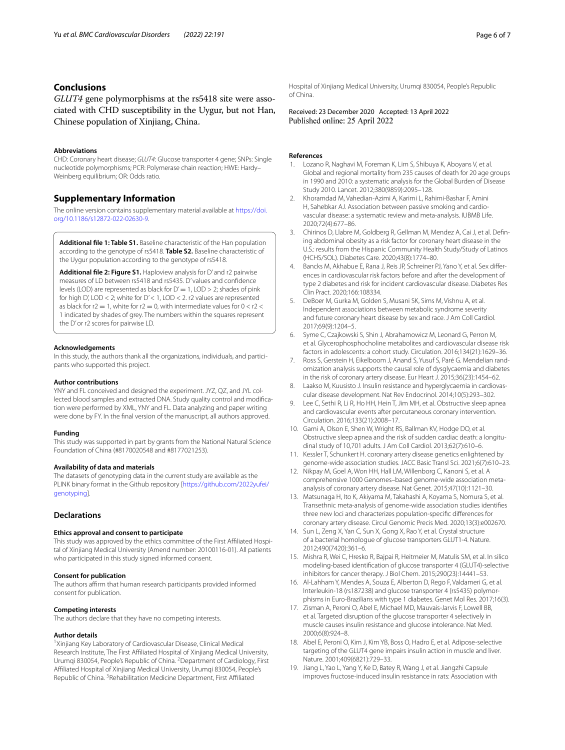## Conclusions

*GLUT4* gene polymorphisms at the rs5418 site were associated with CHD susceptibility in the Uygur, but not Han, Chinese population of Xinjiang, China.

### Abbreviations

CHD: Coronary heart disease; *GLUT4*: Glucose transporter 4 gene; SNPs: Single nucleotide polymorphisms; PCR: Polymerase chain reaction; HWE: Hardy–Weinberg equilibrium; OR: Odds ratio.

## Supplementary Information

The online version contains supplementary material available at https://doi.org/10.1186/s12872-022-02630-9.

**Additional file 1: Table S1.** Baseline characteristic of the Han population according to the genotype of rs5418. **Table S2.** Baseline characteristic of the Uygur population according to the genotype of rs5418.

**Additional file 2: Figure S1.** Haploview analysis for D' and r2 pairwise measures of LD between rs5418 and rs5435. D' values and confidence levels (LOD) are represented as black for D' = 1, LOD > 2; shades of pink for high D', LOD < 2; white for D' < 1, LOD < 2. r2 values are represented as black for r2 = 1, white for r2 = 0, with intermediate values for 0 < r2 < 1 indicated by shades of grey. The numbers within the squares represent the D' or r2 scores for pairwise LD.

### Acknowledgements

In this study, the authors thank all the organizations, individuals, and participants who supported this project.

### Author contributions

YNY and FL conceived and designed the experiment. JYZ, QZ, and JYL collected blood samples and extracted DNA. Study quality control and modification were performed by XML, YNY and FL. Data analyzing and paper writing were done by FY. In the final version of the manuscript, all authors approved.

### Funding

This study was supported in part by grants from the National Natural Science Foundation of China (#8170020548 and #8177021253).

### Availability of data and materials

The datasets of genotyping data in the current study are available as the PLINK binary format in the Github repository [https://github.com/2022yufei/genotyping].

## Declarations

### Ethics approval and consent to participate

This study was approved by the ethics committee of the First Affiliated Hospital of Xinjiang Medical University (Amend number: 20100116-01). All patients who participated in this study signed informed consent.

### Consent for publication

The authors affirm that human research participants provided informed consent for publication.

### Competing interests

The authors declare that they have no competing interests.

### Author details

[1]Xinjiang Key Laboratory of Cardiovascular Disease, Clinical Medical Research Institute, The First Affiliated Hospital of Xinjiang Medical University, Urumqi 830054, People's Republic of China. [2]Department of Cardiology, First Affiliated Hospital of Xinjiang Medical University, Urumqi 830054, People's Republic of China. [3]Rehabilitation Medicine Department, First Affiliated Hospital of Xinjiang Medical University, Urumqi 830054, People's Republic of China.

Received: 23 December 2020 Accepted: 13 April 2022
Published online: 25 April 2022

### References

1. Lozano R, Naghavi M, Foreman K, Lim S, Shibuya K, Aboyans V, et al. Global and regional mortality from 235 causes of death for 20 age groups in 1990 and 2010: a systematic analysis for the Global Burden of Disease Study 2010. Lancet. 2012;380(9859):2095–128.
2. Khoramdad M, Vahedian-Azimi A, Karimi L, Rahimi-Bashar F, Amini H, Sahebkar AJ. Association between passive smoking and cardiovascular disease: a systematic review and meta-analysis. IUBMB Life. 2020;72(4):677–86.
3. Chirinos D, Llabre M, Goldberg R, Gellman M, Mendez A, Cai J, et al. Defining abdominal obesity as a risk factor for coronary heart disease in the U.S.: results from the Hispanic Community Health Study/Study of Latinos (HCHS/SOL). Diabetes Care. 2020;43(8):1774–80.
4. Bancks M, Akhabue E, Rana J, Reis JP, Schreiner PJ, Yano Y, et al. Sex differences in cardiovascular risk factors before and after the development of type 2 diabetes and risk for incident cardiovascular disease. Diabetes Res Clin Pract. 2020;166:108334.
5. DeBoer M, Gurka M, Golden S, Musani SK, Sims M, Vishnu A, et al. Independent associations between metabolic syndrome severity and future coronary heart disease by sex and race. J Am Coll Cardiol. 2017;69(9):1204–5.
6. Syme C, Czajkowski S, Shin J, Abrahamowicz M, Leonard G, Perron M, et al. Glycerophosphocholine metabolites and cardiovascular disease risk factors in adolescents: a cohort study. Circulation. 2016;134(21):1629–36.
7. Ross S, Gerstein H, Eikelboom J, Anand S, Yusuf S, Paré G. Mendelian randomization analysis supports the causal role of dysglycaemia and diabetes in the risk of coronary artery disease. Eur Heart J. 2015;36(23):1454–62.
8. Laakso M, Kuusisto J. Insulin resistance and hyperglycaemia in cardiovascular disease development. Nat Rev Endocrinol. 2014;10(5):293–302.
9. Lee C, Sethi R, Li R, Ho HH, Hein T, Jim MH, et al. Obstructive sleep apnea and cardiovascular events after percutaneous coronary intervention. Circulation. 2016;133(21):2008–17.
10. Gami A, Olson E, Shen W, Wright RS, Ballman KV, Hodge DO, et al. Obstructive sleep apnea and the risk of sudden cardiac death: a longitudinal study of 10,701 adults. J Am Coll Cardiol. 2013;62(7):610–6.
11. Kessler T, Schunkert H. coronary artery disease genetics enlightened by genome-wide association studies. JACC Basic Transl Sci. 2021;6(7):610–23.
12. Nikpay M, Goel A, Won HH, Hall LM, Willenborg C, Kanoni S, et al. A comprehensive 1000 Genomes–based genome-wide association meta-analysis of coronary artery disease. Nat Genet. 2015;47(10):1121–30.
13. Matsunaga H, Ito K, Akiyama M, Takahashi A, Koyama S, Nomura S, et al. Transethnic meta-analysis of genome-wide association studies identifies three new loci and characterizes population-specific differences for coronary artery disease. Circul Genomic Precis Med. 2020;13(3):e002670.
14. Sun L, Zeng X, Yan C, Sun X, Gong X, Rao Y, et al. Crystal structure of a bacterial homologue of glucose transporters GLUT1-4. Nature. 2012;490(7420):361–6.
15. Mishra R, Wei C, Hresko R, Bajpai R, Heitmeier M, Matulis SM, et al. In silico modeling-based identification of glucose transporter 4 (GLUT4)-selective inhibitors for cancer therapy. J Biol Chem. 2015;290(23):14441–53.
16. Al-Lahham Y, Mendes A, Souza E, Alberton D, Rego F, Valdameri G, et al. Interleukin-18 (rs187238) and glucose transporter 4 (rs5435) polymorphisms in Euro-Brazilians with type 1 diabetes. Genet Mol Res. 2017;16(3).
17. Zisman A, Peroni O, Abel E, Michael MD, Mauvais-Jarvis F, Lowell BB, et al. Targeted disruption of the glucose transporter 4 selectively in muscle causes insulin resistance and glucose intolerance. Nat Med. 2000;6(8):924–8.
18. Abel E, Peroni O, Kim J, Kim YB, Boss O, Hadro E, et al. Adipose-selective targeting of the GLUT4 gene impairs insulin action in muscle and liver. Nature. 2001;409(6821):729–33.
19. Jiang L, Yao L, Yang Y, Ke D, Batey R, Wang J, et al. Jiangzhi Capsule improves fructose-induced insulin resistance in rats: Association with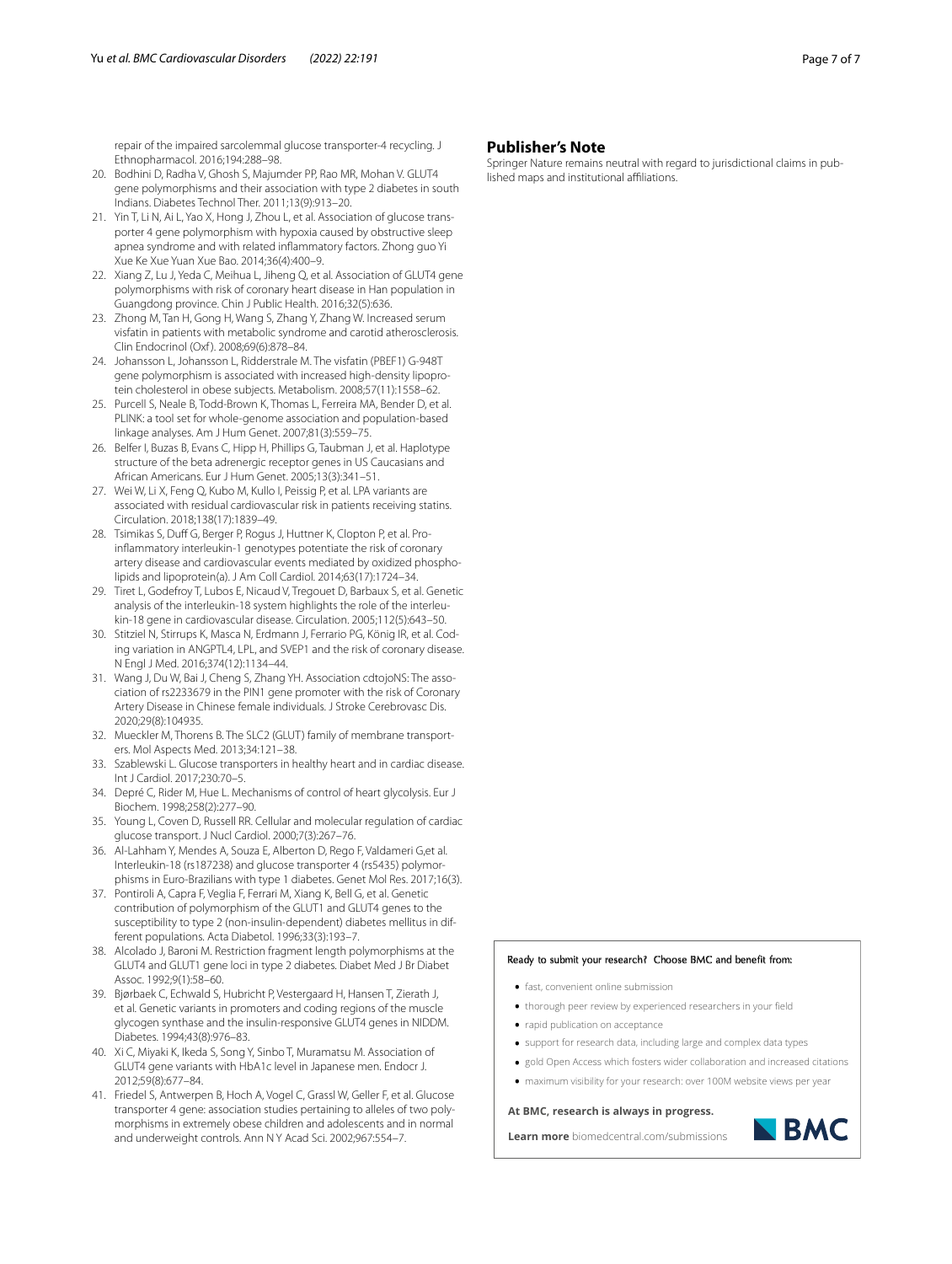repair of the impaired sarcolemmal glucose transporter-4 recycling. J Ethnopharmacol. 2016;194:288–98.

20. Bodhini D, Radha V, Ghosh S, Majumder PP, Rao MR, Mohan V. GLUT4 gene polymorphisms and their association with type 2 diabetes in south Indians. Diabetes Technol Ther. 2011;13(9):913–20.
21. Yin T, Li N, Ai L, Yao X, Hong J, Zhou L, et al. Association of glucose transporter 4 gene polymorphism with hypoxia caused by obstructive sleep apnea syndrome and with related inflammatory factors. Zhong guo Yi Xue Ke Xue Yuan Xue Bao. 2014;36(4):400–9.
22. Xiang Z, Lu J, Yeda C, Meihua L, Jiheng Q, et al. Association of GLUT4 gene polymorphisms with risk of coronary heart disease in Han population in Guangdong province. Chin J Public Health. 2016;32(5):636.
23. Zhong M, Tan H, Gong H, Wang S, Zhang Y, Zhang W. Increased serum visfatin in patients with metabolic syndrome and carotid atherosclerosis. Clin Endocrinol (Oxf). 2008;69(6):878–84.
24. Johansson L, Johansson L, Ridderstrale M. The visfatin (PBEF1) G-948T gene polymorphism is associated with increased high-density lipoprotein cholesterol in obese subjects. Metabolism. 2008;57(11):1558–62.
25. Purcell S, Neale B, Todd-Brown K, Thomas L, Ferreira MA, Bender D, et al. PLINK: a tool set for whole-genome association and population-based linkage analyses. Am J Hum Genet. 2007;81(3):559–75.
26. Belfer I, Buzas B, Evans C, Hipp H, Phillips G, Taubman J, et al. Haplotype structure of the beta adrenergic receptor genes in US Caucasians and African Americans. Eur J Hum Genet. 2005;13(3):341–51.
27. Wei W, Li X, Feng Q, Kubo M, Kullo I, Peissig P, et al. LPA variants are associated with residual cardiovascular risk in patients receiving statins. Circulation. 2018;138(17):1839–49.
28. Tsimikas S, Duff G, Berger P, Rogus J, Huttner K, Clopton P, et al. Pro-inflammatory interleukin-1 genotypes potentiate the risk of coronary artery disease and cardiovascular events mediated by oxidized phospholipids and lipoprotein(a). J Am Coll Cardiol. 2014;63(17):1724–34.
29. Tiret L, Godefroy T, Lubos E, Nicaud V, Tregouet D, Barbaux S, et al. Genetic analysis of the interleukin-18 system highlights the role of the interleukin-18 gene in cardiovascular disease. Circulation. 2005;112(5):643–50.
30. Stitziel N, Stirrups K, Masca N, Erdmann J, Ferrario PG, König IR, et al. Coding variation in ANGPTL4, LPL, and SVEP1 and the risk of coronary disease. N Engl J Med. 2016;374(12):1134–44.
31. Wang J, Du W, Bai J, Cheng S, Zhang YH. Association cdtojoNS: The association of rs2233679 in the PIN1 gene promoter with the risk of Coronary Artery Disease in Chinese female individuals. J Stroke Cerebrovasc Dis. 2020;29(8):104935.
32. Mueckler M, Thorens B. The SLC2 (GLUT) family of membrane transporters. Mol Aspects Med. 2013;34:121–38.
33. Szablewski L. Glucose transporters in healthy heart and in cardiac disease. Int J Cardiol. 2017;230:70–5.
34. Depré C, Rider M, Hue L. Mechanisms of control of heart glycolysis. Eur J Biochem. 1998;258(2):277–90.
35. Young L, Coven D, Russell RR. Cellular and molecular regulation of cardiac glucose transport. J Nucl Cardiol. 2000;7(3):267–76.
36. Al-Lahham Y, Mendes A, Souza E, Alberton D, Rego F, Valdameri G,et al. Interleukin-18 (rs187238) and glucose transporter 4 (rs5435) polymorphisms in Euro-Brazilians with type 1 diabetes. Genet Mol Res. 2017;16(3).
37. Pontiroli A, Capra F, Veglia F, Ferrari M, Xiang K, Bell G, et al. Genetic contribution of polymorphism of the GLUT1 and GLUT4 genes to the susceptibility to type 2 (non-insulin-dependent) diabetes mellitus in different populations. Acta Diabetol. 1996;33(3):193–7.
38. Alcolado J, Baroni M. Restriction fragment length polymorphisms at the GLUT4 and GLUT1 gene loci in type 2 diabetes. Diabet Med J Br Diabet Assoc. 1992;9(1):58–60.
39. Bjørbaek C, Echwald S, Hubricht P, Vestergaard H, Hansen T, Zierath J, et al. Genetic variants in promoters and coding regions of the muscle glycogen synthase and the insulin-responsive GLUT4 genes in NIDDM. Diabetes. 1994;43(8):976–83.
40. Xi C, Miyaki K, Ikeda S, Song Y, Sinbo T, Muramatsu M. Association of GLUT4 gene variants with HbA1c level in Japanese men. Endocr J. 2012;59(8):677–84.
41. Friedel S, Antwerpen B, Hoch A, Vogel C, Grassl W, Geller F, et al. Glucose transporter 4 gene: association studies pertaining to alleles of two polymorphisms in extremely obese children and adolescents and in normal and underweight controls. Ann N Y Acad Sci. 2002;967:554–7.

## Publisher's Note

Springer Nature remains neutral with regard to jurisdictional claims in published maps and institutional affiliations.

Ready to submit your research? Choose BMC and benefit from:

- fast, convenient online submission
- thorough peer review by experienced researchers in your field
- rapid publication on acceptance
- support for research data, including large and complex data types
- gold Open Access which fosters wider collaboration and increased citations
- maximum visibility for your research: over 100M website views per year

**At BMC, research is always in progress.**

**Learn more** biomedcentral.com/submissions

BMC